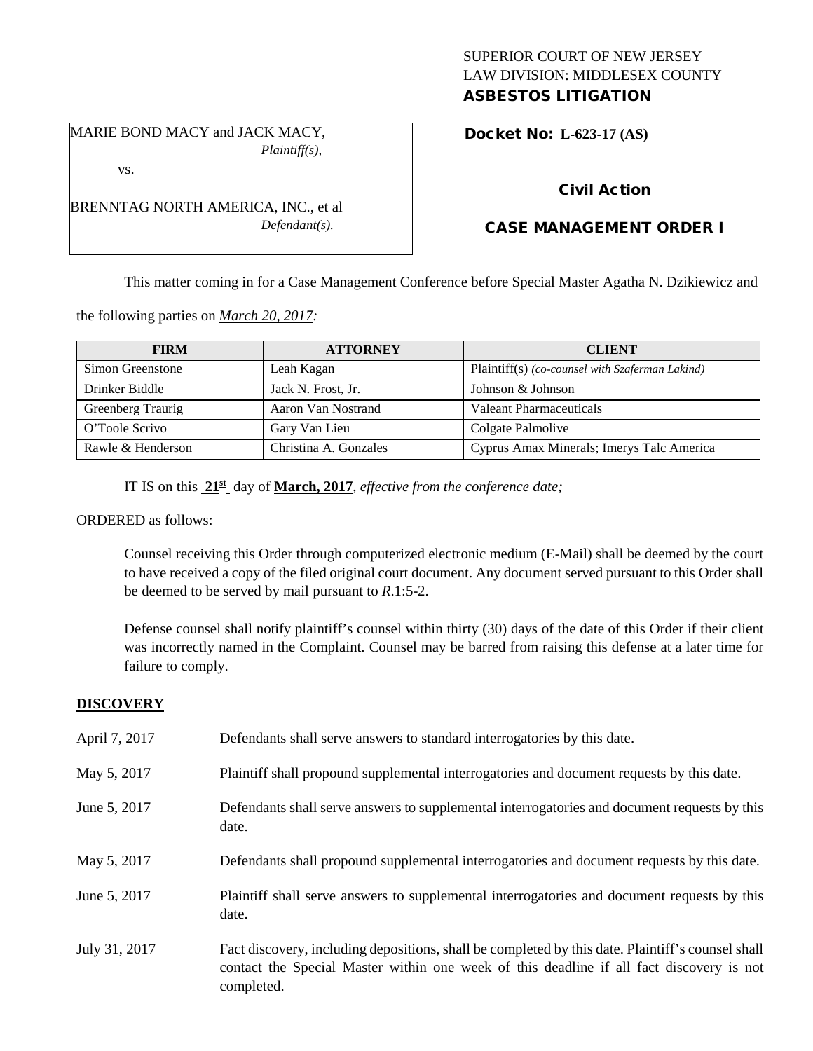SUPERIOR COURT OF NEW JERSEY
LAW DIVISION: MIDDLESEX COUNTY
**ASBESTOS LITIGATION**

MARIE BOND MACY and JACK MACY,
*Plaintiff(s),*

vs.

BRENNTAG NORTH AMERICA, INC., et al
*Defendant(s).*

**Docket No: L-623-17 (AS)**

**Civil Action**

**CASE MANAGEMENT ORDER I**

This matter coming in for a Case Management Conference before Special Master Agatha N. Dzikiewicz and the following parties on *March 20, 2017:*

| FIRM | ATTORNEY | CLIENT |
|---|---|---|
| Simon Greenstone | Leah Kagan | Plaintiff(s) *(co-counsel with Szaferman Lakind)* |
| Drinker Biddle | Jack N. Frost, Jr. | Johnson & Johnson |
| Greenberg Traurig | Aaron Van Nostrand | Valeant Pharmaceuticals |
| O'Toole Scrivo | Gary Van Lieu | Colgate Palmolive |
| Rawle & Henderson | Christina A. Gonzales | Cyprus Amax Minerals; Imerys Talc America |

IT IS on this **21st** day of **March, 2017**, *effective from the conference date;*

ORDERED as follows:

Counsel receiving this Order through computerized electronic medium (E-Mail) shall be deemed by the court to have received a copy of the filed original court document. Any document served pursuant to this Order shall be deemed to be served by mail pursuant to *R*.1:5-2.

Defense counsel shall notify plaintiff's counsel within thirty (30) days of the date of this Order if their client was incorrectly named in the Complaint. Counsel may be barred from raising this defense at a later time for failure to comply.

## DISCOVERY

| | |
|---|---|
| April 7, 2017 | Defendants shall serve answers to standard interrogatories by this date. |
| May 5, 2017 | Plaintiff shall propound supplemental interrogatories and document requests by this date. |
| June 5, 2017 | Defendants shall serve answers to supplemental interrogatories and document requests by this date. |
| May 5, 2017 | Defendants shall propound supplemental interrogatories and document requests by this date. |
| June 5, 2017 | Plaintiff shall serve answers to supplemental interrogatories and document requests by this date. |
| July 31, 2017 | Fact discovery, including depositions, shall be completed by this date. Plaintiff's counsel shall contact the Special Master within one week of this deadline if all fact discovery is not completed. |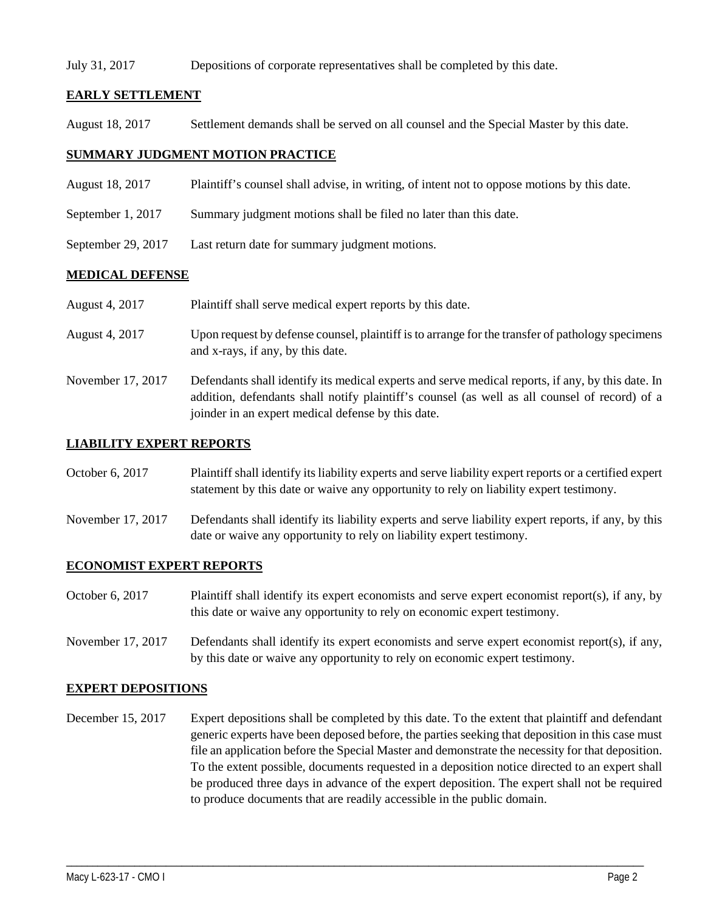July 31, 2017 Depositions of corporate representatives shall be completed by this date.

**EARLY SETTLEMENT**

August 18, 2017 Settlement demands shall be served on all counsel and the Special Master by this date.

**SUMMARY JUDGMENT MOTION PRACTICE**

August 18, 2017 Plaintiff's counsel shall advise, in writing, of intent not to oppose motions by this date.

September 1, 2017 Summary judgment motions shall be filed no later than this date.

September 29, 2017 Last return date for summary judgment motions.

**MEDICAL DEFENSE**

August 4, 2017 Plaintiff shall serve medical expert reports by this date.

August 4, 2017 Upon request by defense counsel, plaintiff is to arrange for the transfer of pathology specimens and x-rays, if any, by this date.

November 17, 2017 Defendants shall identify its medical experts and serve medical reports, if any, by this date. In addition, defendants shall notify plaintiff's counsel (as well as all counsel of record) of a joinder in an expert medical defense by this date.

**LIABILITY EXPERT REPORTS**

October 6, 2017 Plaintiff shall identify its liability experts and serve liability expert reports or a certified expert statement by this date or waive any opportunity to rely on liability expert testimony.

November 17, 2017 Defendants shall identify its liability experts and serve liability expert reports, if any, by this date or waive any opportunity to rely on liability expert testimony.

**ECONOMIST EXPERT REPORTS**

October 6, 2017 Plaintiff shall identify its expert economists and serve expert economist report(s), if any, by this date or waive any opportunity to rely on economic expert testimony.

November 17, 2017 Defendants shall identify its expert economists and serve expert economist report(s), if any, by this date or waive any opportunity to rely on economic expert testimony.

**EXPERT DEPOSITIONS**

December 15, 2017 Expert depositions shall be completed by this date. To the extent that plaintiff and defendant generic experts have been deposed before, the parties seeking that deposition in this case must file an application before the Special Master and demonstrate the necessity for that deposition. To the extent possible, documents requested in a deposition notice directed to an expert shall be produced three days in advance of the expert deposition. The expert shall not be required to produce documents that are readily accessible in the public domain.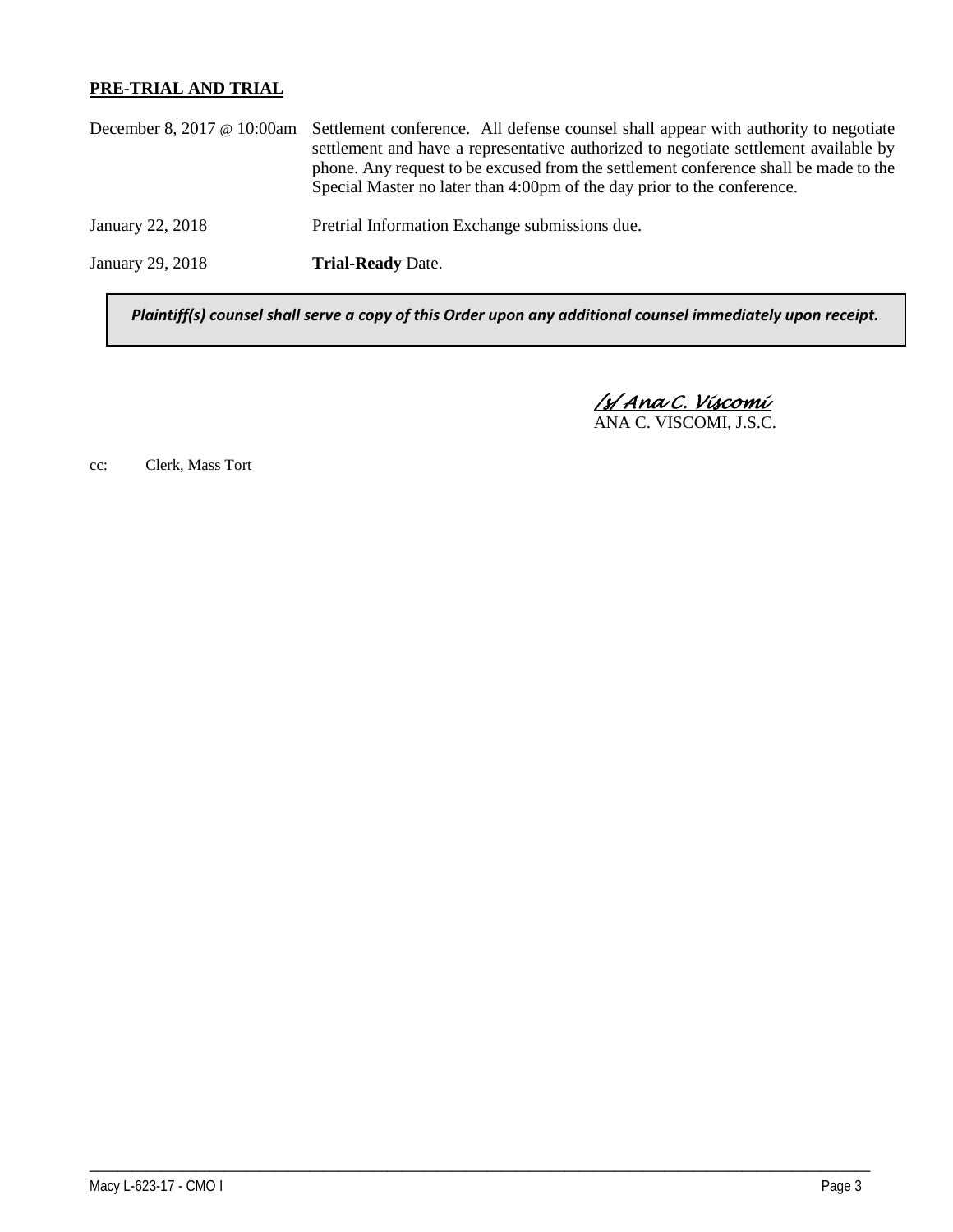**PRE-TRIAL AND TRIAL**

| | |
|---|---|
| December 8, 2017 @ 10:00am | Settlement conference. All defense counsel shall appear with authority to negotiate settlement and have a representative authorized to negotiate settlement available by phone. Any request to be excused from the settlement conference shall be made to the Special Master no later than 4:00pm of the day prior to the conference. |
| January 22, 2018 | Pretrial Information Exchange submissions due. |
| January 29, 2018 | **Trial-Ready** Date. |

***Plaintiff(s) counsel shall serve a copy of this Order upon any additional counsel immediately upon receipt.***

/s/ Ana C. Viscomi
ANA C. VISCOMI, J.S.C.

cc: Clerk, Mass Tort